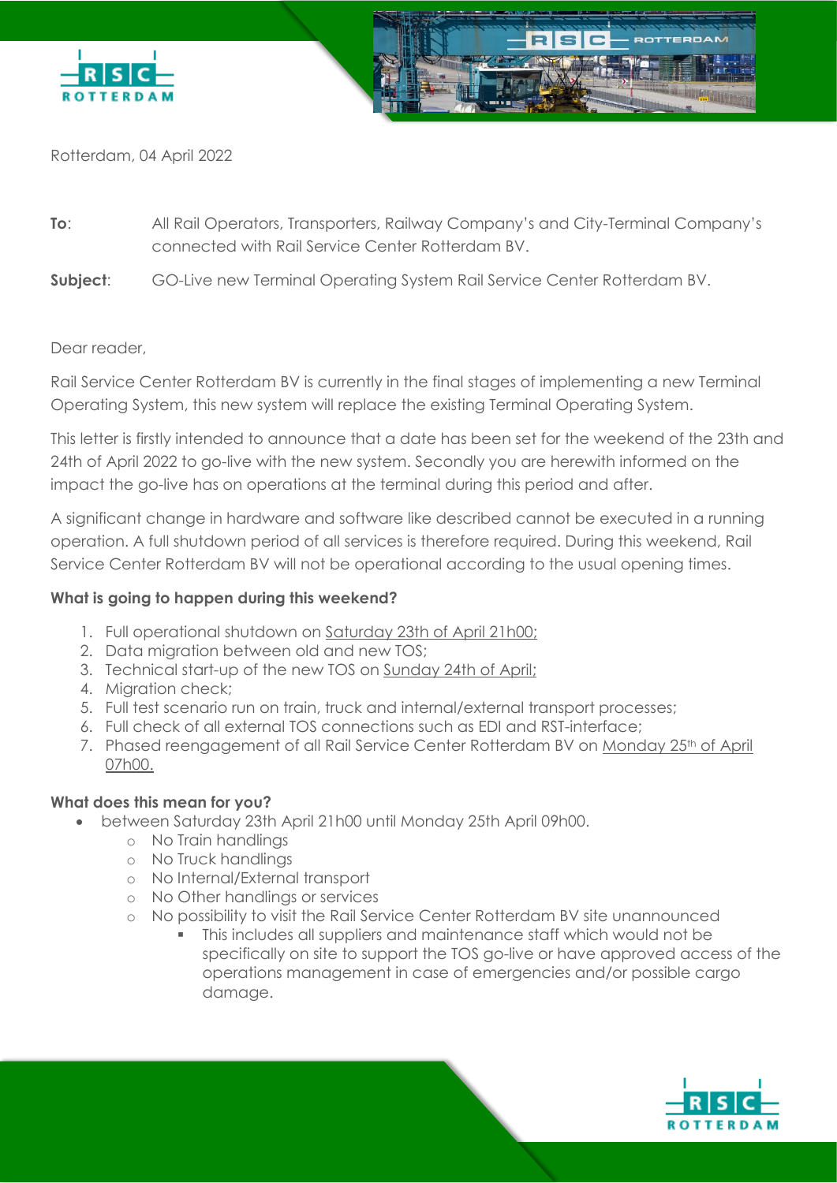Rotterdam, 04 April 2022

**To**: All Rail Operators, Transporters, Railway Company's and City-Terminal Company's connected with Rail Service Center Rotterdam BV.

**Subject**: GO-Live new Terminal Operating System Rail Service Center Rotterdam BV.

Dear reader,

Rail Service Center Rotterdam BV is currently in the final stages of implementing a new Terminal Operating System, this new system will replace the existing Terminal Operating System.

This letter is firstly intended to announce that a date has been set for the weekend of the 23th and 24th of April 2022 to go-live with the new system. Secondly you are herewith informed on the impact the go-live has on operations at the terminal during this period and after.

A significant change in hardware and software like described cannot be executed in a running operation. A full shutdown period of all services is therefore required. During this weekend, Rail Service Center Rotterdam BV will not be operational according to the usual opening times.

**What is going to happen during this weekend?**

1. Full operational shutdown on Saturday 23th of April 21h00;
2. Data migration between old and new TOS;
3. Technical start-up of the new TOS on Sunday 24th of April;
4. Migration check;
5. Full test scenario run on train, truck and internal/external transport processes;
6. Full check of all external TOS connections such as EDI and RST-interface;
7. Phased reengagement of all Rail Service Center Rotterdam BV on Monday 25th of April 07h00.

**What does this mean for you?**

- between Saturday 23th April 21h00 until Monday 25th April 09h00.
    - No Train handlings
    - No Truck handlings
    - No Internal/External transport
    - No Other handlings or services
    - No possibility to visit the Rail Service Center Rotterdam BV site unannounced
        - This includes all suppliers and maintenance staff which would not be specifically on site to support the TOS go-live or have approved access of the operations management in case of emergencies and/or possible cargo damage.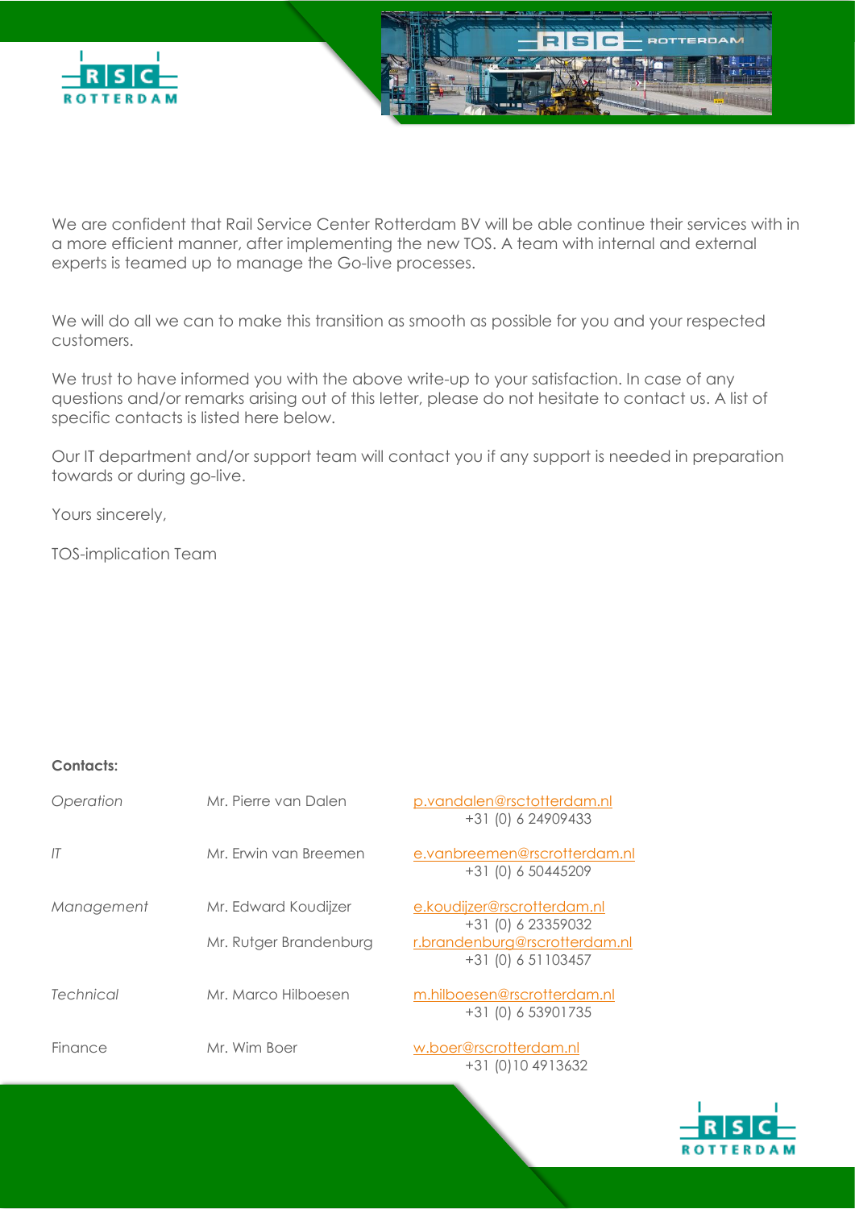We are confident that Rail Service Center Rotterdam BV will be able continue their services with in a more efficient manner, after implementing the new TOS. A team with internal and external experts is teamed up to manage the Go-live processes.

We will do all we can to make this transition as smooth as possible for you and your respected customers.

We trust to have informed you with the above write-up to your satisfaction. In case of any questions and/or remarks arising out of this letter, please do not hesitate to contact us. A list of specific contacts is listed here below.

Our IT department and/or support team will contact you if any support is needed in preparation towards or during go-live.

Yours sincerely,

TOS-implication Team

**Contacts:**

| | | |
|---|---|---|
| *Operation* | Mr. Pierre van Dalen | p.vandalen@rsctotterdam.nl<br>+31 (0) 6 24909433 |
| *IT* | Mr. Erwin van Breemen | e.vanbreemen@rscrotterdam.nl<br>+31 (0) 6 50445209 |
| *Management* | Mr. Edward Koudijzer | e.koudijzer@rscrotterdam.nl<br>+31 (0) 6 23359032 |
| | Mr. Rutger Brandenburg | r.brandenburg@rscrotterdam.nl<br>+31 (0) 6 51103457 |
| *Technical* | Mr. Marco Hilboesen | m.hilboesen@rscrotterdam.nl<br>+31 (0) 6 53901735 |
| Finance | Mr. Wim Boer | w.boer@rscrotterdam.nl<br>+31 (0)10 4913632 |